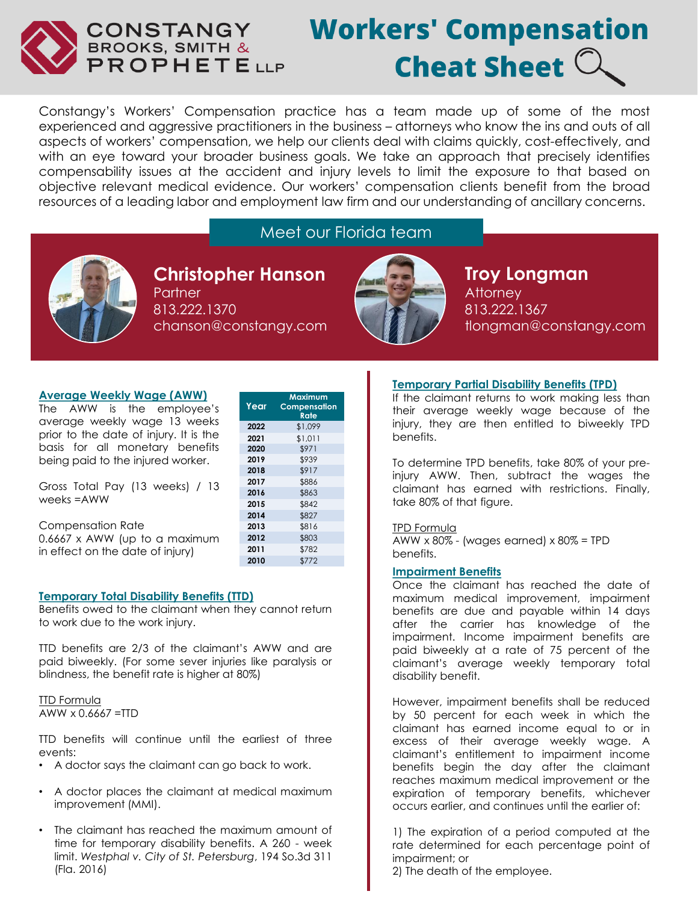# Workers' Compensation Cheat Sheet

CONSTANGY BROOKS, SMITH & PROPHETE LLP

Constangy's Workers' Compensation practice has a team made up of some of the most experienced and aggressive practitioners in the business – attorneys who know the ins and outs of all aspects of workers' compensation, we help our clients deal with claims quickly, cost-effectively, and with an eye toward your broader business goals. We take an approach that precisely identifies compensability issues at the accident and injury levels to limit the exposure to that based on objective relevant medical evidence. Our workers' compensation clients benefit from the broad resources of a leading labor and employment law firm and our understanding of ancillary concerns.

## Meet our Florida team

**Christopher Hanson**
Partner
813.222.1370
chanson@constangy.com

**Troy Longman**
Attorney
813.222.1367
tlongman@constangy.com

### Average Weekly Wage (AWW)

The AWW is the employee's average weekly wage 13 weeks prior to the date of injury. It is the basis for all monetary benefits being paid to the injured worker.

Gross Total Pay (13 weeks) / 13 weeks =AWW

Compensation Rate
0.6667 x AWW (up to a maximum in effect on the date of injury)

| Year | Maximum Compensation Rate |
|---|---|
| 2022 | $1,099 |
| 2021 | $1,011 |
| 2020 | $971 |
| 2019 | $939 |
| 2018 | $917 |
| 2017 | $886 |
| 2016 | $863 |
| 2015 | $842 |
| 2014 | $827 |
| 2013 | $816 |
| 2012 | $803 |
| 2011 | $782 |
| 2010 | $772 |

### Temporary Total Disability Benefits (TTD)

Benefits owed to the claimant when they cannot return to work due to the work injury.

TTD benefits are 2/3 of the claimant's AWW and are paid biweekly. (For some sever injuries like paralysis or blindness, the benefit rate is higher at 80%)

TTD Formula
AWW x 0.6667 =TTD

TTD benefits will continue until the earliest of three events:

- A doctor says the claimant can go back to work.
- A doctor places the claimant at medical maximum improvement (MMI).
- The claimant has reached the maximum amount of time for temporary disability benefits. A 260 - week limit. *Westphal v. City of St. Petersburg*, 194 So.3d 311 (Fla. 2016)

### Temporary Partial Disability Benefits (TPD)

If the claimant returns to work making less than their average weekly wage because of the injury, they are then entitled to biweekly TPD benefits.

To determine TPD benefits, take 80% of your pre-injury AWW. Then, subtract the wages the claimant has earned with restrictions. Finally, take 80% of that figure.

TPD Formula
AWW x 80% - (wages earned) x 80% = TPD benefits.

### Impairment Benefits

Once the claimant has reached the date of maximum medical improvement, impairment benefits are due and payable within 14 days after the carrier has knowledge of the impairment. Income impairment benefits are paid biweekly at a rate of 75 percent of the claimant's average weekly temporary total disability benefit.

However, impairment benefits shall be reduced by 50 percent for each week in which the claimant has earned income equal to or in excess of their average weekly wage. A claimant's entitlement to impairment income benefits begin the day after the claimant reaches maximum medical improvement or the expiration of temporary benefits, whichever occurs earlier, and continues until the earlier of:

1) The expiration of a period computed at the rate determined for each percentage point of impairment; or
2) The death of the employee.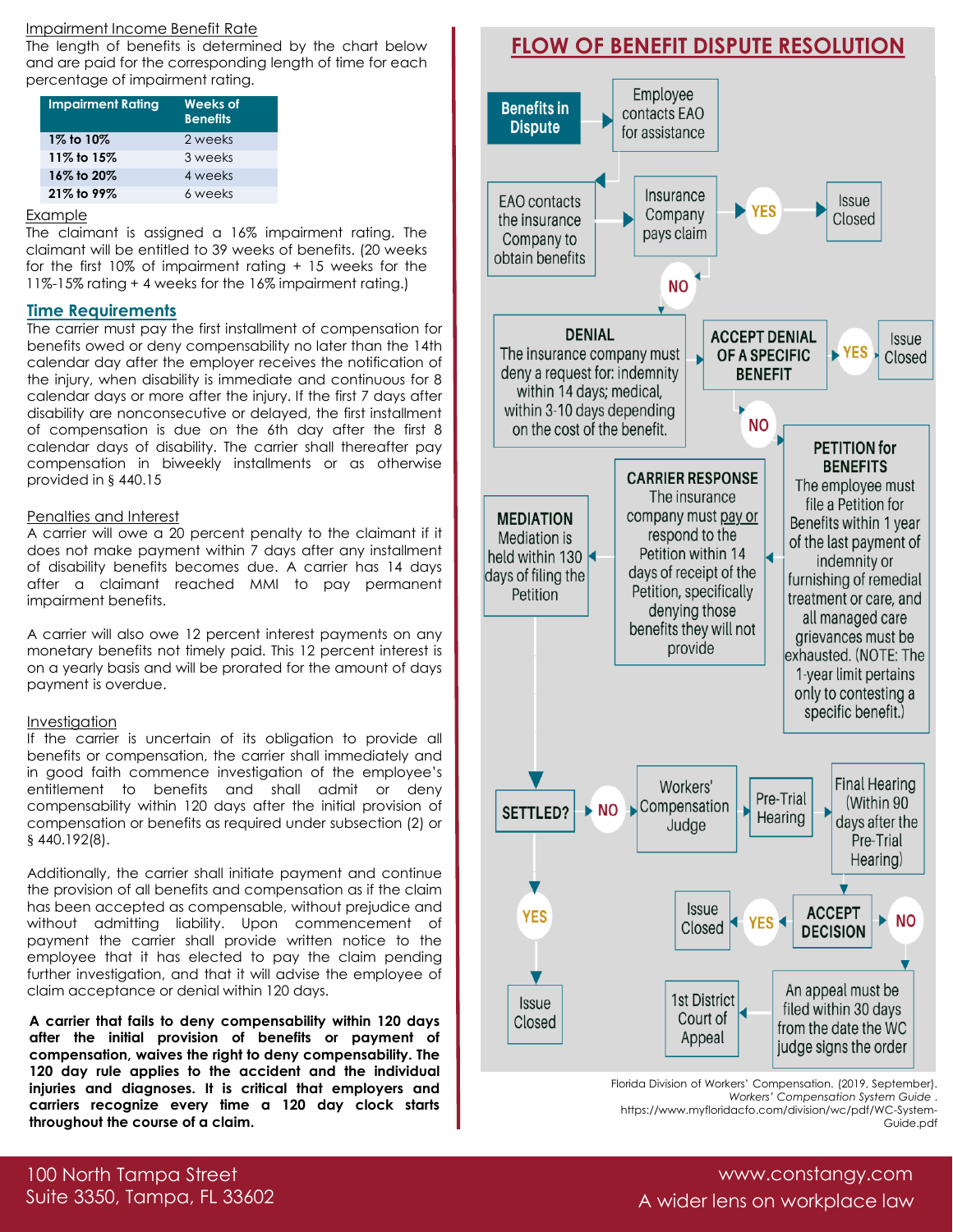Impairment Income Benefit Rate

The length of benefits is determined by the chart below and are paid for the corresponding length of time for each percentage of impairment rating.

| Impairment Rating | Weeks of Benefits |
| --- | --- |
| 1% to 10% | 2 weeks |
| 11% to 15% | 3 weeks |
| 16% to 20% | 4 weeks |
| 21% to 99% | 6 weeks |

Example

The claimant is assigned a 16% impairment rating. The claimant will be entitled to 39 weeks of benefits. (20 weeks for the first 10% of impairment rating + 15 weeks for the 11%-15% rating + 4 weeks for the 16% impairment rating.)

## Time Requirements

The carrier must pay the first installment of compensation for benefits owed or deny compensability no later than the 14th calendar day after the employer receives the notification of the injury, when disability is immediate and continuous for 8 calendar days or more after the injury. If the first 7 days after disability are nonconsecutive or delayed, the first installment of compensation is due on the 6th day after the first 8 calendar days of disability. The carrier shall thereafter pay compensation in biweekly installments or as otherwise provided in § 440.15

Penalties and Interest

A carrier will owe a 20 percent penalty to the claimant if it does not make payment within 7 days after any installment of disability benefits becomes due. A carrier has 14 days after a claimant reached MMI to pay permanent impairment benefits.

A carrier will also owe 12 percent interest payments on any monetary benefits not timely paid. This 12 percent interest is on a yearly basis and will be prorated for the amount of days payment is overdue.

Investigation

If the carrier is uncertain of its obligation to provide all benefits or compensation, the carrier shall immediately and in good faith commence investigation of the employee's entitlement to benefits and shall admit or deny compensability within 120 days after the initial provision of compensation or benefits as required under subsection (2) or § 440.192(8).

Additionally, the carrier shall initiate payment and continue the provision of all benefits and compensation as if the claim has been accepted as compensable, without prejudice and without admitting liability. Upon commencement of payment the carrier shall provide written notice to the employee that it has elected to pay the claim pending further investigation, and that it will advise the employee of claim acceptance or denial within 120 days.

**A carrier that fails to deny compensability within 120 days after the initial provision of benefits or payment of compensation, waives the right to deny compensability. The 120 day rule applies to the accident and the individual injuries and diagnoses. It is critical that employers and carriers recognize every time a 120 day clock starts throughout the course of a claim.**

## FLOW OF BENEFIT DISPUTE RESOLUTION

Benefits in Dispute

Employee contacts EAO for assistance

EAO contacts the insurance Company to obtain benefits

Insurance Company pays claim

YES

Issue Closed

NO

DENIAL
The insurance company must deny a request for: indemnity within 14 days; medical, within 3-10 days depending on the cost of the benefit.

ACCEPT DENIAL OF A SPECIFIC BENEFIT

YES

Issue Closed

NO

PETITION for BENEFITS
The employee must file a Petition for Benefits within 1 year of the last payment of indemnity or furnishing of remedial treatment or care, and all managed care grievances must be exhausted. (NOTE: The 1-year limit pertains only to contesting a specific benefit.)

CARRIER RESPONSE
The insurance company must pay or respond to the Petition within 14 days of receipt of the Petition, specifically denying those benefits they will not provide

MEDIATION
Mediation is held within 130 days of filing the Petition

SETTLED?

NO

Workers' Compensation Judge

Pre-Trial Hearing

Final Hearing (Within 90 days after the Pre-Trial Hearing)

YES

Issue Closed

ACCEPT DECISION

YES

Issue Closed

NO

An appeal must be filed within 30 days from the date the WC judge signs the order

1st District Court of Appeal

Florida Division of Workers' Compensation. (2019, September). *Workers' Compensation System Guide* . https://www.myfloridacfo.com/division/wc/pdf/WC-System-Guide.pdf

100 North Tampa Street
Suite 3350, Tampa, FL 33602

www.constangy.com
A wider lens on workplace law